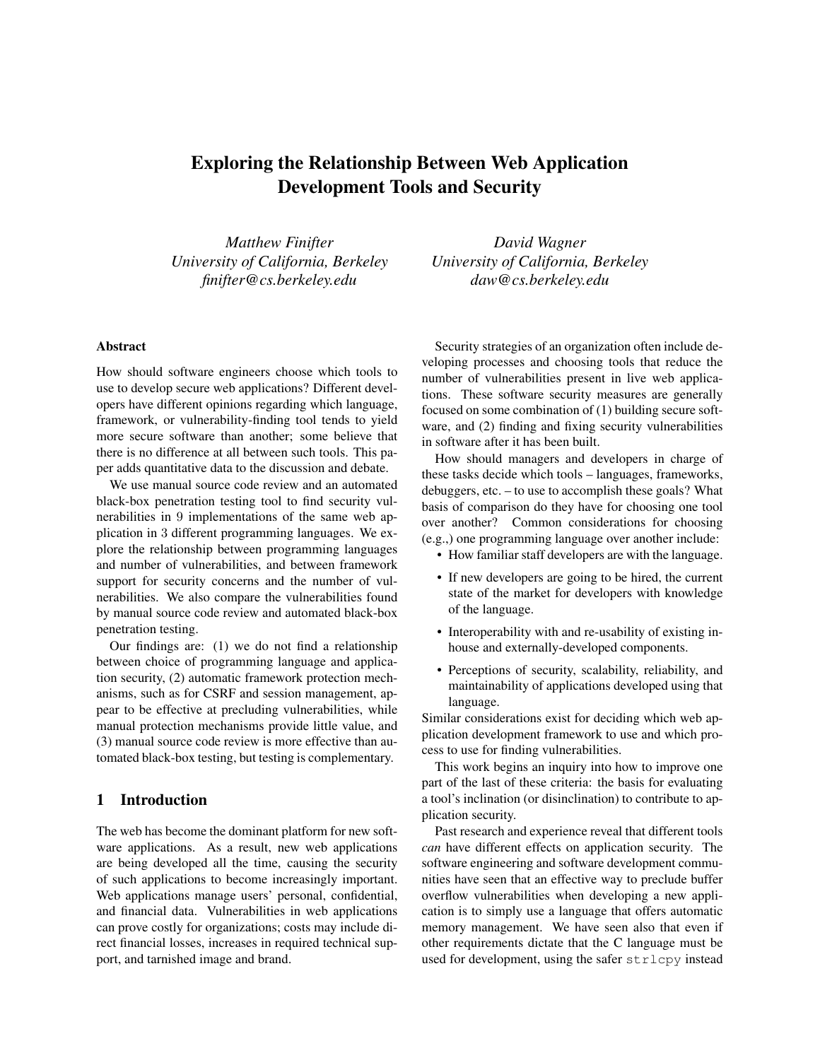# Exploring the Relationship Between Web Application Development Tools and Security

*Matthew Finifter*
*University of California, Berkeley*
*finifter@cs.berkeley.edu*

*David Wagner*
*University of California, Berkeley*
*daw@cs.berkeley.edu*

## Abstract

How should software engineers choose which tools to use to develop secure web applications? Different developers have different opinions regarding which language, framework, or vulnerability-finding tool tends to yield more secure software than another; some believe that there is no difference at all between such tools. This paper adds quantitative data to the discussion and debate.

We use manual source code review and an automated black-box penetration testing tool to find security vulnerabilities in 9 implementations of the same web application in 3 different programming languages. We explore the relationship between programming languages and number of vulnerabilities, and between framework support for security concerns and the number of vulnerabilities. We also compare the vulnerabilities found by manual source code review and automated black-box penetration testing.

Our findings are: (1) we do not find a relationship between choice of programming language and application security, (2) automatic framework protection mechanisms, such as for CSRF and session management, appear to be effective at precluding vulnerabilities, while manual protection mechanisms provide little value, and (3) manual source code review is more effective than automated black-box testing, but testing is complementary.

## 1 Introduction

The web has become the dominant platform for new software applications. As a result, new web applications are being developed all the time, causing the security of such applications to become increasingly important. Web applications manage users' personal, confidential, and financial data. Vulnerabilities in web applications can prove costly for organizations; costs may include direct financial losses, increases in required technical support, and tarnished image and brand.

Security strategies of an organization often include developing processes and choosing tools that reduce the number of vulnerabilities present in live web applications. These software security measures are generally focused on some combination of (1) building secure software, and (2) finding and fixing security vulnerabilities in software after it has been built.

How should managers and developers in charge of these tasks decide which tools – languages, frameworks, debuggers, etc. – to use to accomplish these goals? What basis of comparison do they have for choosing one tool over another? Common considerations for choosing (e.g.,) one programming language over another include:

- How familiar staff developers are with the language.
- If new developers are going to be hired, the current state of the market for developers with knowledge of the language.
- Interoperability with and re-usability of existing in-house and externally-developed components.
- Perceptions of security, scalability, reliability, and maintainability of applications developed using that language.

Similar considerations exist for deciding which web application development framework to use and which process to use for finding vulnerabilities.

This work begins an inquiry into how to improve one part of the last of these criteria: the basis for evaluating a tool's inclination (or disinclination) to contribute to application security.

Past research and experience reveal that different tools *can* have different effects on application security. The software engineering and software development communities have seen that an effective way to preclude buffer overflow vulnerabilities when developing a new application is to simply use a language that offers automatic memory management. We have seen also that even if other requirements dictate that the C language must be used for development, using the safer `strlcpy` instead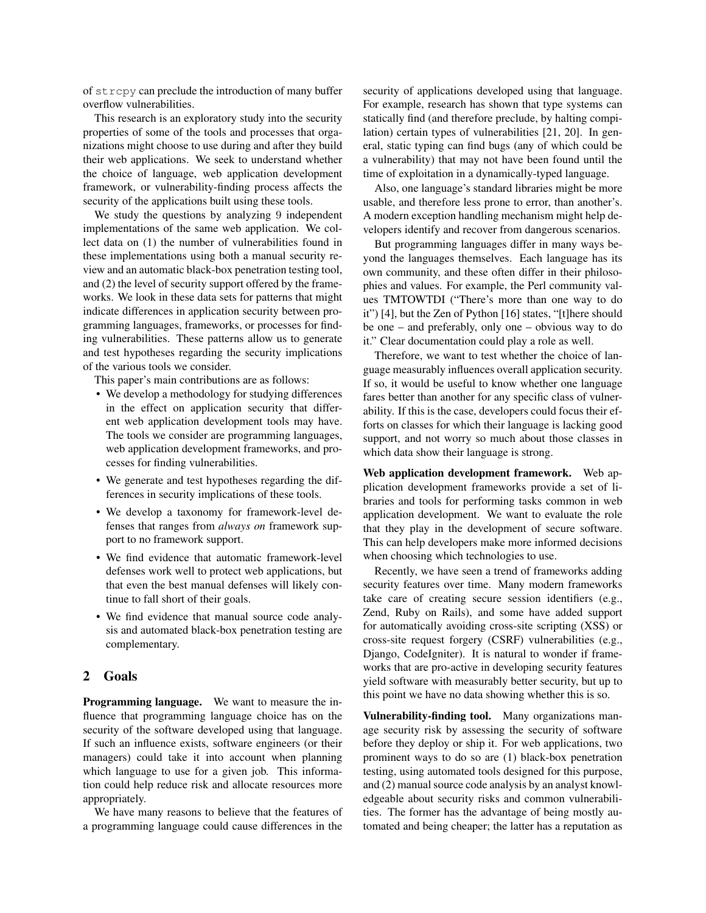of `strcpy` can preclude the introduction of many buffer overflow vulnerabilities.

This research is an exploratory study into the security properties of some of the tools and processes that organizations might choose to use during and after they build their web applications. We seek to understand whether the choice of language, web application development framework, or vulnerability-finding process affects the security of the applications built using these tools.

We study the questions by analyzing 9 independent implementations of the same web application. We collect data on (1) the number of vulnerabilities found in these implementations using both a manual security review and an automatic black-box penetration testing tool, and (2) the level of security support offered by the frameworks. We look in these data sets for patterns that might indicate differences in application security between programming languages, frameworks, or processes for finding vulnerabilities. These patterns allow us to generate and test hypotheses regarding the security implications of the various tools we consider.

This paper's main contributions are as follows:

- We develop a methodology for studying differences in the effect on application security that different web application development tools may have. The tools we consider are programming languages, web application development frameworks, and processes for finding vulnerabilities.
- We generate and test hypotheses regarding the differences in security implications of these tools.
- We develop a taxonomy for framework-level defenses that ranges from *always on* framework support to no framework support.
- We find evidence that automatic framework-level defenses work well to protect web applications, but that even the best manual defenses will likely continue to fall short of their goals.
- We find evidence that manual source code analysis and automated black-box penetration testing are complementary.

## 2 Goals

**Programming language.** We want to measure the influence that programming language choice has on the security of the software developed using that language. If such an influence exists, software engineers (or their managers) could take it into account when planning which language to use for a given job. This information could help reduce risk and allocate resources more appropriately.

We have many reasons to believe that the features of a programming language could cause differences in the security of applications developed using that language. For example, research has shown that type systems can statically find (and therefore preclude, by halting compilation) certain types of vulnerabilities [21, 20]. In general, static typing can find bugs (any of which could be a vulnerability) that may not have been found until the time of exploitation in a dynamically-typed language.

Also, one language's standard libraries might be more usable, and therefore less prone to error, than another's. A modern exception handling mechanism might help developers identify and recover from dangerous scenarios.

But programming languages differ in many ways beyond the languages themselves. Each language has its own community, and these often differ in their philosophies and values. For example, the Perl community values TMTOWTDI ("There's more than one way to do it") [4], but the Zen of Python [16] states, "[t]here should be one – and preferably, only one – obvious way to do it." Clear documentation could play a role as well.

Therefore, we want to test whether the choice of language measurably influences overall application security. If so, it would be useful to know whether one language fares better than another for any specific class of vulnerability. If this is the case, developers could focus their efforts on classes for which their language is lacking good support, and not worry so much about those classes in which data show their language is strong.

**Web application development framework.** Web application development frameworks provide a set of libraries and tools for performing tasks common in web application development. We want to evaluate the role that they play in the development of secure software. This can help developers make more informed decisions when choosing which technologies to use.

Recently, we have seen a trend of frameworks adding security features over time. Many modern frameworks take care of creating secure session identifiers (e.g., Zend, Ruby on Rails), and some have added support for automatically avoiding cross-site scripting (XSS) or cross-site request forgery (CSRF) vulnerabilities (e.g., Django, CodeIgniter). It is natural to wonder if frameworks that are pro-active in developing security features yield software with measurably better security, but up to this point we have no data showing whether this is so.

**Vulnerability-finding tool.** Many organizations manage security risk by assessing the security of software before they deploy or ship it. For web applications, two prominent ways to do so are (1) black-box penetration testing, using automated tools designed for this purpose, and (2) manual source code analysis by an analyst knowledgeable about security risks and common vulnerabilities. The former has the advantage of being mostly automated and being cheaper; the latter has a reputation as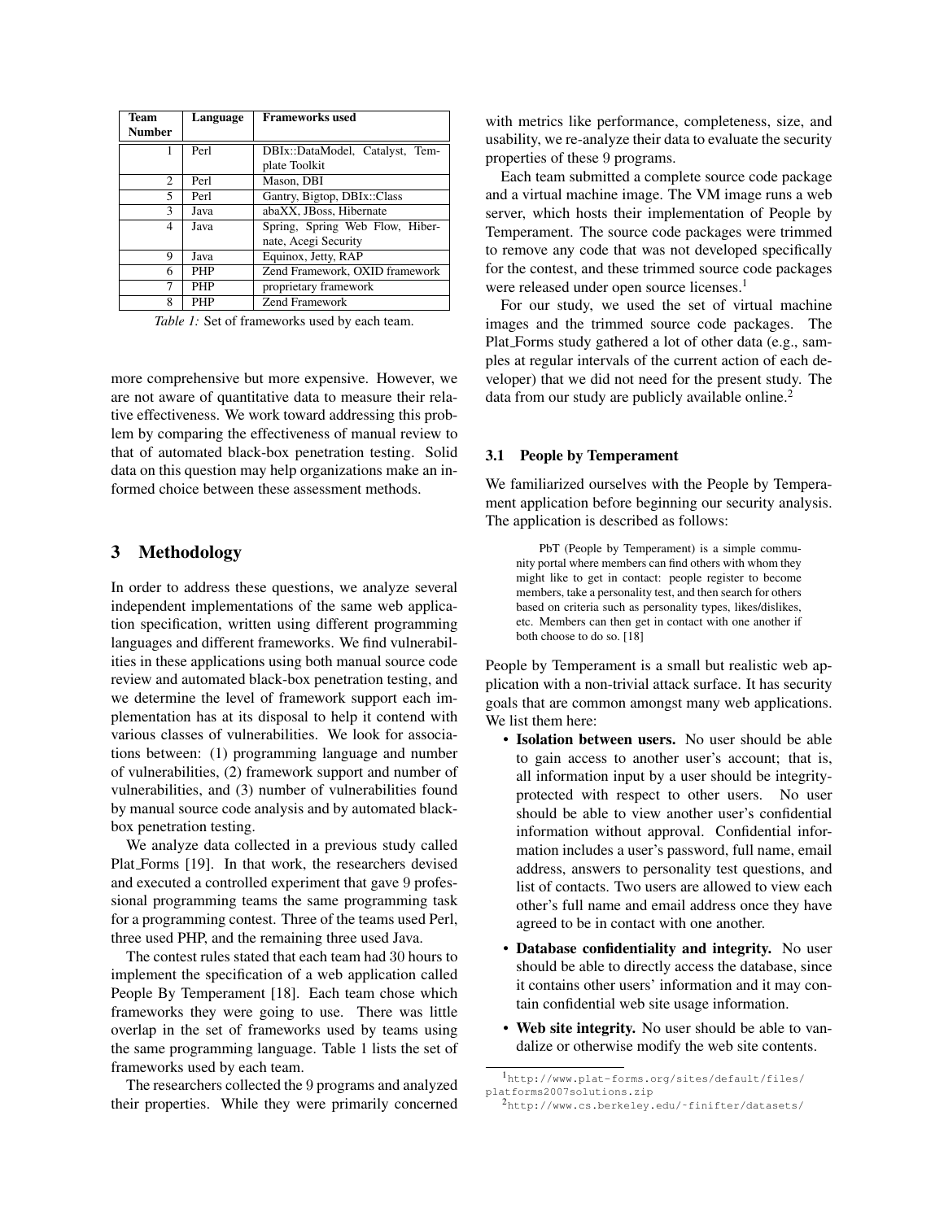| Team Number | Language | Frameworks used |
|---|---|---|
| 1 | Perl | DBIx::DataModel, Catalyst, Template Toolkit |
| 2 | Perl | Mason, DBI |
| 5 | Perl | Gantry, Bigtop, DBIx::Class |
| 3 | Java | abaXX, JBoss, Hibernate |
| 4 | Java | Spring, Spring Web Flow, Hibernate, Acegi Security |
| 9 | Java | Equinox, Jetty, RAP |
| 6 | PHP | Zend Framework, OXID framework |
| 7 | PHP | proprietary framework |
| 8 | PHP | Zend Framework |

*Table 1:* Set of frameworks used by each team.

more comprehensive but more expensive. However, we are not aware of quantitative data to measure their relative effectiveness. We work toward addressing this problem by comparing the effectiveness of manual review to that of automated black-box penetration testing. Solid data on this question may help organizations make an informed choice between these assessment methods.

## 3 Methodology

In order to address these questions, we analyze several independent implementations of the same web application specification, written using different programming languages and different frameworks. We find vulnerabilities in these applications using both manual source code review and automated black-box penetration testing, and we determine the level of framework support each implementation has at its disposal to help it contend with various classes of vulnerabilities. We look for associations between: (1) programming language and number of vulnerabilities, (2) framework support and number of vulnerabilities, and (3) number of vulnerabilities found by manual source code analysis and by automated black-box penetration testing.

We analyze data collected in a previous study called Plat_Forms [19]. In that work, the researchers devised and executed a controlled experiment that gave 9 professional programming teams the same programming task for a programming contest. Three of the teams used Perl, three used PHP, and the remaining three used Java.

The contest rules stated that each team had 30 hours to implement the specification of a web application called People By Temperament [18]. Each team chose which frameworks they were going to use. There was little overlap in the set of frameworks used by teams using the same programming language. Table 1 lists the set of frameworks used by each team.

The researchers collected the 9 programs and analyzed their properties. While they were primarily concerned with metrics like performance, completeness, size, and usability, we re-analyze their data to evaluate the security properties of these 9 programs.

Each team submitted a complete source code package and a virtual machine image. The VM image runs a web server, which hosts their implementation of People by Temperament. The source code packages were trimmed to remove any code that was not developed specifically for the contest, and these trimmed source code packages were released under open source licenses.[1]

For our study, we used the set of virtual machine images and the trimmed source code packages. The Plat_Forms study gathered a lot of other data (e.g., samples at regular intervals of the current action of each developer) that we did not need for the present study. The data from our study are publicly available online.[2]

### 3.1 People by Temperament

We familiarized ourselves with the People by Temperament application before beginning our security analysis. The application is described as follows:

> PbT (People by Temperament) is a simple community portal where members can find others with whom they might like to get in contact: people register to become members, take a personality test, and then search for others based on criteria such as personality types, likes/dislikes, etc. Members can then get in contact with one another if both choose to do so. [18]

People by Temperament is a small but realistic web application with a non-trivial attack surface. It has security goals that are common amongst many web applications. We list them here:

- **Isolation between users.** No user should be able to gain access to another user's account; that is, all information input by a user should be integrity-protected with respect to other users. No user should be able to view another user's confidential information without approval. Confidential information includes a user's password, full name, email address, answers to personality test questions, and list of contacts. Two users are allowed to view each other's full name and email address once they have agreed to be in contact with one another.
- **Database confidentiality and integrity.** No user should be able to directly access the database, since it contains other users' information and it may contain confidential web site usage information.
- **Web site integrity.** No user should be able to vandalize or otherwise modify the web site contents.

[1] http://www.plat-forms.org/sites/default/files/platforms2007solutions.zip

[2] http://www.cs.berkeley.edu/~finifter/datasets/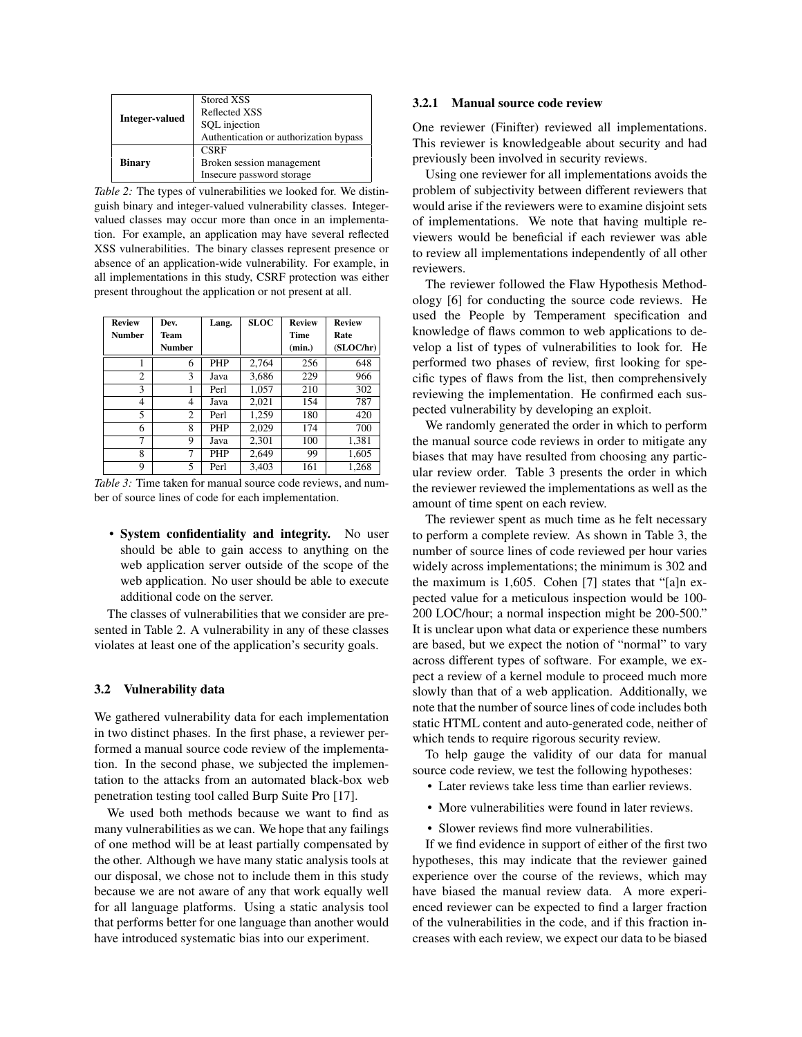| | |
|---|---|
| **Integer-valued** | Stored XSS<br>Reflected XSS<br>SQL injection<br>Authentication or authorization bypass |
| **Binary** | CSRF<br>Broken session management<br>Insecure password storage |

*Table 2:* The types of vulnerabilities we looked for. We distinguish binary and integer-valued vulnerability classes. Integer-valued classes may occur more than once in an implementation. For example, an application may have several reflected XSS vulnerabilities. The binary classes represent presence or absence of an application-wide vulnerability. For example, in all implementations in this study, CSRF protection was either present throughout the application or not present at all.

| Review Number | Dev. Team Number | Lang. | SLOC | Review Time (min.) | Review Rate (SLOC/hr) |
|---|---|---|---|---|---|
| 1 | 6 | PHP | 2,764 | 256 | 648 |
| 2 | 3 | Java | 3,686 | 229 | 966 |
| 3 | 1 | Perl | 1,057 | 210 | 302 |
| 4 | 4 | Java | 2,021 | 154 | 787 |
| 5 | 2 | Perl | 1,259 | 180 | 420 |
| 6 | 8 | PHP | 2,029 | 174 | 700 |
| 7 | 9 | Java | 2,301 | 100 | 1,381 |
| 8 | 7 | PHP | 2,649 | 99 | 1,605 |
| 9 | 5 | Perl | 3,403 | 161 | 1,268 |

*Table 3:* Time taken for manual source code reviews, and number of source lines of code for each implementation.

- **System confidentiality and integrity.** No user should be able to gain access to anything on the web application server outside of the scope of the web application. No user should be able to execute additional code on the server.

The classes of vulnerabilities that we consider are presented in Table 2. A vulnerability in any of these classes violates at least one of the application's security goals.

### 3.2 Vulnerability data

We gathered vulnerability data for each implementation in two distinct phases. In the first phase, a reviewer performed a manual source code review of the implementation. In the second phase, we subjected the implementation to the attacks from an automated black-box web penetration testing tool called Burp Suite Pro [17].

We used both methods because we want to find as many vulnerabilities as we can. We hope that any failings of one method will be at least partially compensated by the other. Although we have many static analysis tools at our disposal, we chose not to include them in this study because we are not aware of any that work equally well for all language platforms. Using a static analysis tool that performs better for one language than another would have introduced systematic bias into our experiment.

#### 3.2.1 Manual source code review

One reviewer (Finifter) reviewed all implementations. This reviewer is knowledgeable about security and had previously been involved in security reviews.

Using one reviewer for all implementations avoids the problem of subjectivity between different reviewers that would arise if the reviewers were to examine disjoint sets of implementations. We note that having multiple reviewers would be beneficial if each reviewer was able to review all implementations independently of all other reviewers.

The reviewer followed the Flaw Hypothesis Methodology [6] for conducting the source code reviews. He used the People by Temperament specification and knowledge of flaws common to web applications to develop a list of types of vulnerabilities to look for. He performed two phases of review, first looking for specific types of flaws from the list, then comprehensively reviewing the implementation. He confirmed each suspected vulnerability by developing an exploit.

We randomly generated the order in which to perform the manual source code reviews in order to mitigate any biases that may have resulted from choosing any particular review order. Table 3 presents the order in which the reviewer reviewed the implementations as well as the amount of time spent on each review.

The reviewer spent as much time as he felt necessary to perform a complete review. As shown in Table 3, the number of source lines of code reviewed per hour varies widely across implementations; the minimum is 302 and the maximum is 1,605. Cohen [7] states that "[a]n expected value for a meticulous inspection would be 100-200 LOC/hour; a normal inspection might be 200-500." It is unclear upon what data or experience these numbers are based, but we expect the notion of "normal" to vary across different types of software. For example, we expect a review of a kernel module to proceed much more slowly than that of a web application. Additionally, we note that the number of source lines of code includes both static HTML content and auto-generated code, neither of which tends to require rigorous security review.

To help gauge the validity of our data for manual source code review, we test the following hypotheses:

- Later reviews take less time than earlier reviews.
- More vulnerabilities were found in later reviews.
- Slower reviews find more vulnerabilities.

If we find evidence in support of either of the first two hypotheses, this may indicate that the reviewer gained experience over the course of the reviews, which may have biased the manual review data. A more experienced reviewer can be expected to find a larger fraction of the vulnerabilities in the code, and if this fraction increases with each review, we expect our data to be biased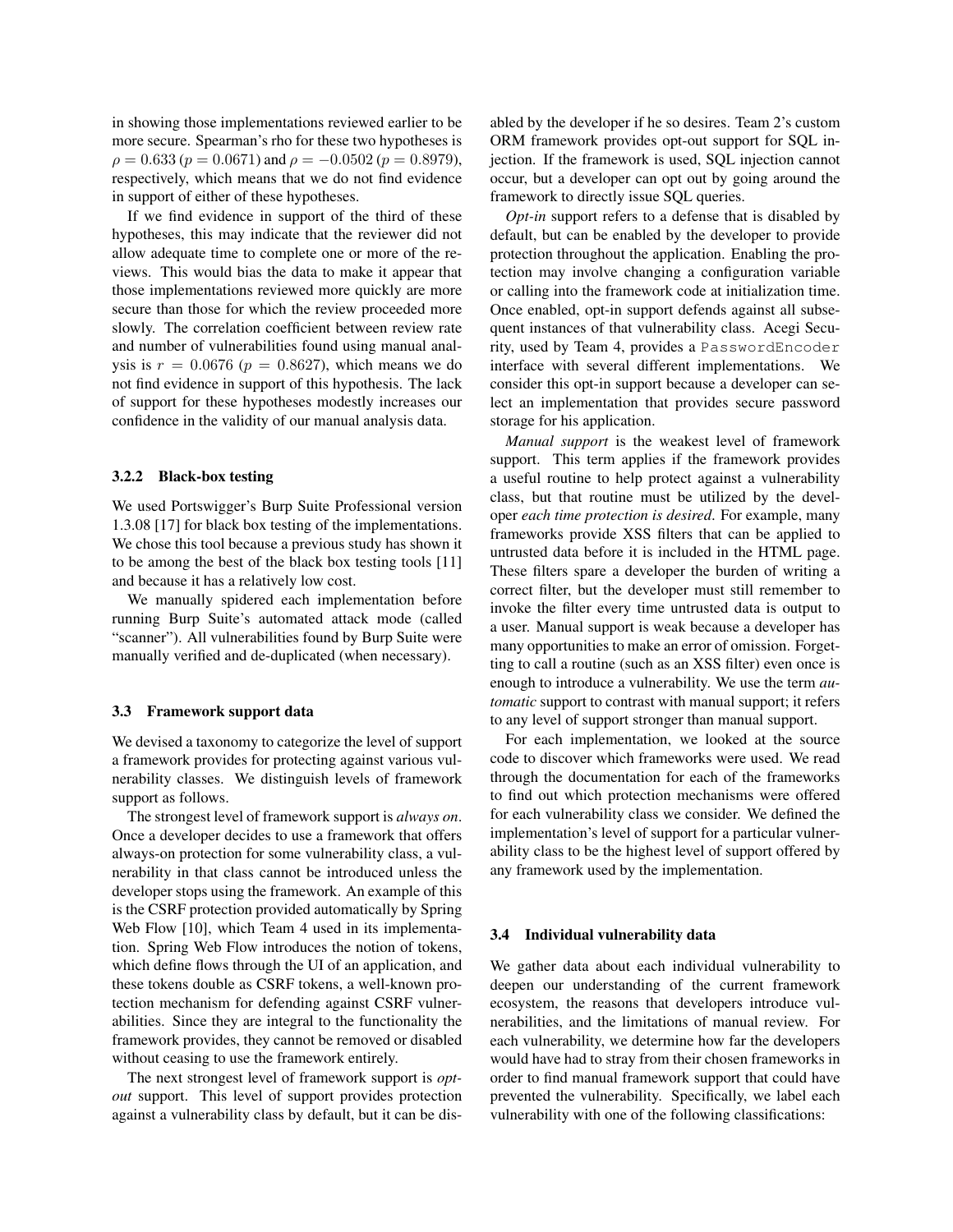in showing those implementations reviewed earlier to be more secure. Spearman's rho for these two hypotheses is $\rho = 0.633$ ($p = 0.0671$) and $\rho = -0.0502$ ($p = 0.8979$), respectively, which means that we do not find evidence in support of either of these hypotheses.

If we find evidence in support of the third of these hypotheses, this may indicate that the reviewer did not allow adequate time to complete one or more of the reviews. This would bias the data to make it appear that those implementations reviewed more quickly are more secure than those for which the review proceeded more slowly. The correlation coefficient between review rate and number of vulnerabilities found using manual analysis is $r = 0.0676$ ($p = 0.8627$), which means we do not find evidence in support of this hypothesis. The lack of support for these hypotheses modestly increases our confidence in the validity of our manual analysis data.

#### 3.2.2 Black-box testing

We used Portswigger's Burp Suite Professional version 1.3.08 [17] for black box testing of the implementations. We chose this tool because a previous study has shown it to be among the best of the black box testing tools [11] and because it has a relatively low cost.

We manually spidered each implementation before running Burp Suite's automated attack mode (called "scanner"). All vulnerabilities found by Burp Suite were manually verified and de-duplicated (when necessary).

### 3.3 Framework support data

We devised a taxonomy to categorize the level of support a framework provides for protecting against various vulnerability classes. We distinguish levels of framework support as follows.

The strongest level of framework support is *always on*. Once a developer decides to use a framework that offers always-on protection for some vulnerability class, a vulnerability in that class cannot be introduced unless the developer stops using the framework. An example of this is the CSRF protection provided automatically by Spring Web Flow [10], which Team 4 used in its implementation. Spring Web Flow introduces the notion of tokens, which define flows through the UI of an application, and these tokens double as CSRF tokens, a well-known protection mechanism for defending against CSRF vulnerabilities. Since they are integral to the functionality the framework provides, they cannot be removed or disabled without ceasing to use the framework entirely.

The next strongest level of framework support is *opt-out* support. This level of support provides protection against a vulnerability class by default, but it can be disabled by the developer if he so desires. Team 2's custom ORM framework provides opt-out support for SQL injection. If the framework is used, SQL injection cannot occur, but a developer can opt out by going around the framework to directly issue SQL queries.

*Opt-in* support refers to a defense that is disabled by default, but can be enabled by the developer to provide protection throughout the application. Enabling the protection may involve changing a configuration variable or calling into the framework code at initialization time. Once enabled, opt-in support defends against all subsequent instances of that vulnerability class. Acegi Security, used by Team 4, provides a `PasswordEncoder` interface with several different implementations. We consider this opt-in support because a developer can select an implementation that provides secure password storage for his application.

*Manual support* is the weakest level of framework support. This term applies if the framework provides a useful routine to help protect against a vulnerability class, but that routine must be utilized by the developer *each time protection is desired*. For example, many frameworks provide XSS filters that can be applied to untrusted data before it is included in the HTML page. These filters spare a developer the burden of writing a correct filter, but the developer must still remember to invoke the filter every time untrusted data is output to a user. Manual support is weak because a developer has many opportunities to make an error of omission. Forgetting to call a routine (such as an XSS filter) even once is enough to introduce a vulnerability. We use the term *automatic* support to contrast with manual support; it refers to any level of support stronger than manual support.

For each implementation, we looked at the source code to discover which frameworks were used. We read through the documentation for each of the frameworks to find out which protection mechanisms were offered for each vulnerability class we consider. We defined the implementation's level of support for a particular vulnerability class to be the highest level of support offered by any framework used by the implementation.

### 3.4 Individual vulnerability data

We gather data about each individual vulnerability to deepen our understanding of the current framework ecosystem, the reasons that developers introduce vulnerabilities, and the limitations of manual review. For each vulnerability, we determine how far the developers would have had to stray from their chosen frameworks in order to find manual framework support that could have prevented the vulnerability. Specifically, we label each vulnerability with one of the following classifications: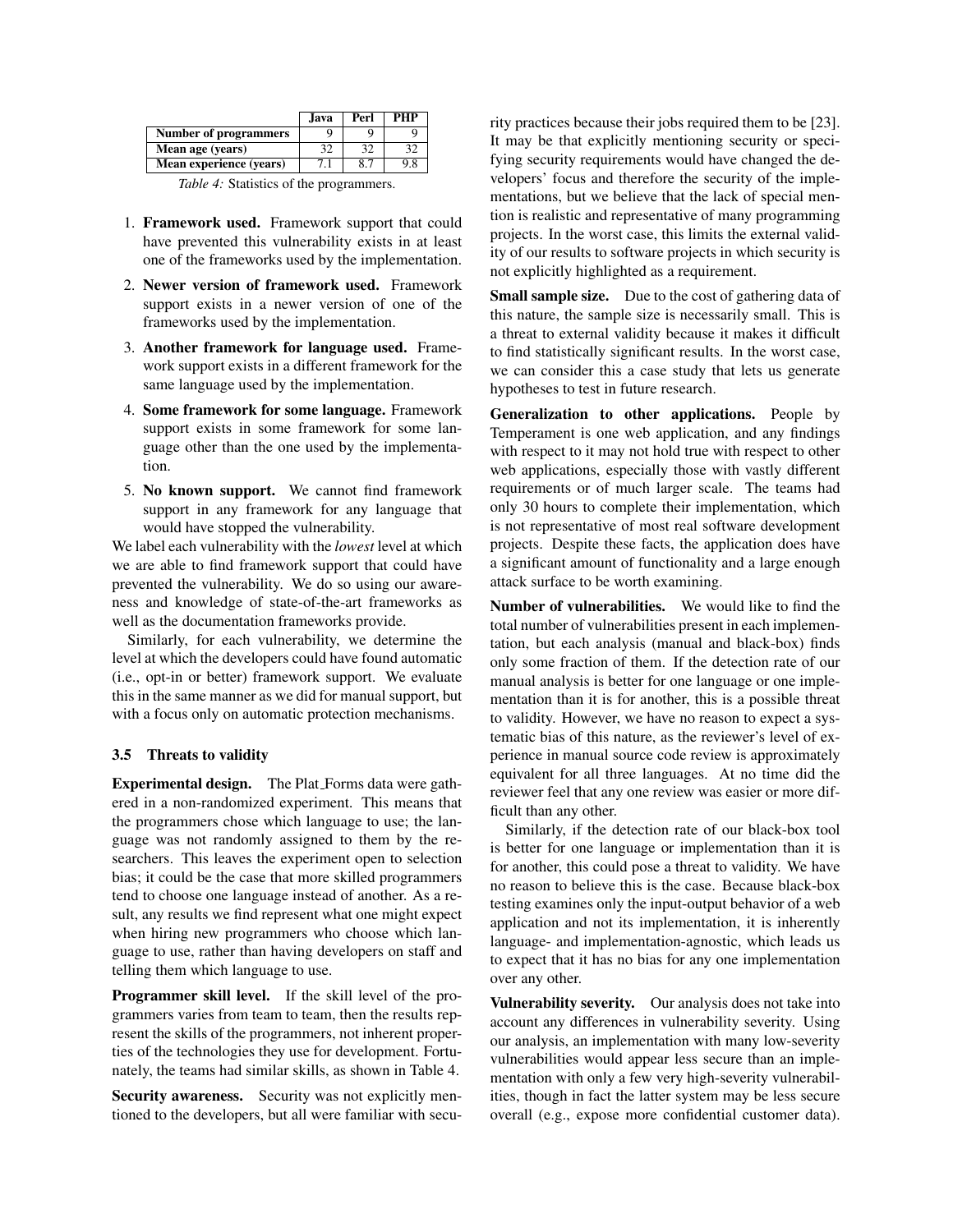| | Java | Perl | PHP |
|---|---|---|---|
| **Number of programmers** | 9 | 9 | 9 |
| **Mean age (years)** | 32 | 32 | 32 |
| **Mean experience (years)** | 7.1 | 8.7 | 9.8 |

*Table 4:* Statistics of the programmers.

1. **Framework used.** Framework support that could have prevented this vulnerability exists in at least one of the frameworks used by the implementation.
2. **Newer version of framework used.** Framework support exists in a newer version of one of the frameworks used by the implementation.
3. **Another framework for language used.** Framework support exists in a different framework for the same language used by the implementation.
4. **Some framework for some language.** Framework support exists in some framework for some language other than the one used by the implementation.
5. **No known support.** We cannot find framework support in any framework for any language that would have stopped the vulnerability.

We label each vulnerability with the *lowest* level at which we are able to find framework support that could have prevented the vulnerability. We do so using our awareness and knowledge of state-of-the-art frameworks as well as the documentation frameworks provide.

Similarly, for each vulnerability, we determine the level at which the developers could have found automatic (i.e., opt-in or better) framework support. We evaluate this in the same manner as we did for manual support, but with a focus only on automatic protection mechanisms.

### 3.5 Threats to validity

**Experimental design.** The Plat_Forms data were gathered in a non-randomized experiment. This means that the programmers chose which language to use; the language was not randomly assigned to them by the researchers. This leaves the experiment open to selection bias; it could be the case that more skilled programmers tend to choose one language instead of another. As a result, any results we find represent what one might expect when hiring new programmers who choose which language to use, rather than having developers on staff and telling them which language to use.

**Programmer skill level.** If the skill level of the programmers varies from team to team, then the results represent the skills of the programmers, not inherent properties of the technologies they use for development. Fortunately, the teams had similar skills, as shown in Table 4.

**Security awareness.** Security was not explicitly mentioned to the developers, but all were familiar with security practices because their jobs required them to be [23]. It may be that explicitly mentioning security or specifying security requirements would have changed the developers' focus and therefore the security of the implementations, but we believe that the lack of special mention is realistic and representative of many programming projects. In the worst case, this limits the external validity of our results to software projects in which security is not explicitly highlighted as a requirement.

**Small sample size.** Due to the cost of gathering data of this nature, the sample size is necessarily small. This is a threat to external validity because it makes it difficult to find statistically significant results. In the worst case, we can consider this a case study that lets us generate hypotheses to test in future research.

**Generalization to other applications.** People by Temperament is one web application, and any findings with respect to it may not hold true with respect to other web applications, especially those with vastly different requirements or of much larger scale. The teams had only 30 hours to complete their implementation, which is not representative of most real software development projects. Despite these facts, the application does have a significant amount of functionality and a large enough attack surface to be worth examining.

**Number of vulnerabilities.** We would like to find the total number of vulnerabilities present in each implementation, but each analysis (manual and black-box) finds only some fraction of them. If the detection rate of our manual analysis is better for one language or one implementation than it is for another, this is a possible threat to validity. However, we have no reason to expect a systematic bias of this nature, as the reviewer's level of experience in manual source code review is approximately equivalent for all three languages. At no time did the reviewer feel that any one review was easier or more difficult than any other.

Similarly, if the detection rate of our black-box tool is better for one language or implementation than it is for another, this could pose a threat to validity. We have no reason to believe this is the case. Because black-box testing examines only the input-output behavior of a web application and not its implementation, it is inherently language- and implementation-agnostic, which leads us to expect that it has no bias for any one implementation over any other.

**Vulnerability severity.** Our analysis does not take into account any differences in vulnerability severity. Using our analysis, an implementation with many low-severity vulnerabilities would appear less secure than an implementation with only a few very high-severity vulnerabilities, though in fact the latter system may be less secure overall (e.g., expose more confidential customer data).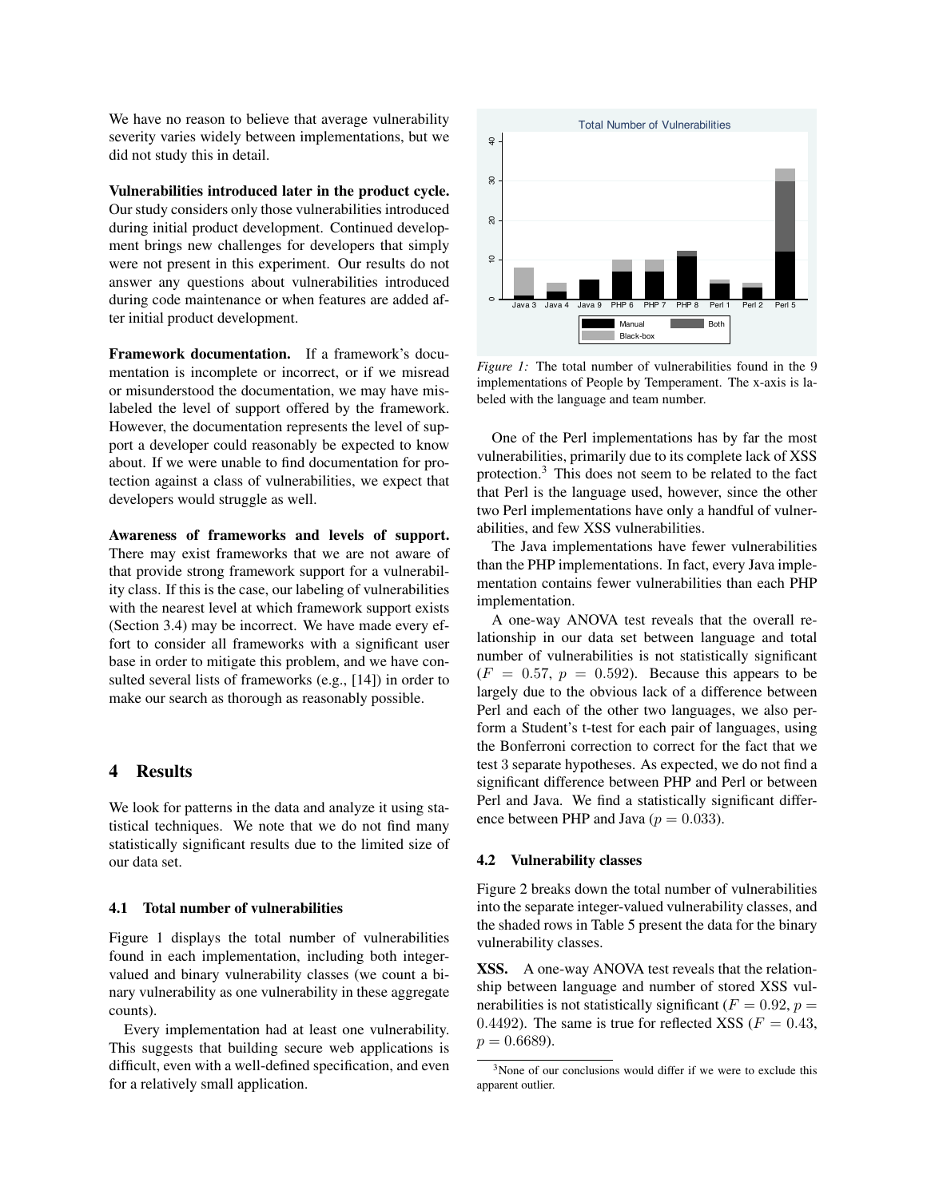We have no reason to believe that average vulnerability severity varies widely between implementations, but we did not study this in detail.

**Vulnerabilities introduced later in the product cycle.** Our study considers only those vulnerabilities introduced during initial product development. Continued development brings new challenges for developers that simply were not present in this experiment. Our results do not answer any questions about vulnerabilities introduced during code maintenance or when features are added after initial product development.

**Framework documentation.** If a framework's documentation is incomplete or incorrect, or if we misread or misunderstood the documentation, we may have mislabeled the level of support offered by the framework. However, the documentation represents the level of support a developer could reasonably be expected to know about. If we were unable to find documentation for protection against a class of vulnerabilities, we expect that developers would struggle as well.

**Awareness of frameworks and levels of support.** There may exist frameworks that we are not aware of that provide strong framework support for a vulnerability class. If this is the case, our labeling of vulnerabilities with the nearest level at which framework support exists (Section 3.4) may be incorrect. We have made every effort to consider all frameworks with a significant user base in order to mitigate this problem, and we have consulted several lists of frameworks (e.g., [14]) in order to make our search as thorough as reasonably possible.

## 4 Results

We look for patterns in the data and analyze it using statistical techniques. We note that we do not find many statistically significant results due to the limited size of our data set.

### 4.1 Total number of vulnerabilities

Figure 1 displays the total number of vulnerabilities found in each implementation, including both integer-valued and binary vulnerability classes (we count a binary vulnerability as one vulnerability in these aggregate counts).

Every implementation had at least one vulnerability. This suggests that building secure web applications is difficult, even with a well-defined specification, and even for a relatively small application.

*Figure 1:* The total number of vulnerabilities found in the 9 implementations of People by Temperament. The x-axis is labeled with the language and team number.

One of the Perl implementations has by far the most vulnerabilities, primarily due to its complete lack of XSS protection.[3] This does not seem to be related to the fact that Perl is the language used, however, since the other two Perl implementations have only a handful of vulnerabilities, and few XSS vulnerabilities.

The Java implementations have fewer vulnerabilities than the PHP implementations. In fact, every Java implementation contains fewer vulnerabilities than each PHP implementation.

A one-way ANOVA test reveals that the overall relationship in our data set between language and total number of vulnerabilities is not statistically significant ($F = 0.57$, $p = 0.592$). Because this appears to be largely due to the obvious lack of a difference between Perl and each of the other two languages, we also perform a Student's t-test for each pair of languages, using the Bonferroni correction to correct for the fact that we test 3 separate hypotheses. As expected, we do not find a significant difference between PHP and Perl or between Perl and Java. We find a statistically significant difference between PHP and Java ($p = 0.033$).

### 4.2 Vulnerability classes

Figure 2 breaks down the total number of vulnerabilities into the separate integer-valued vulnerability classes, and the shaded rows in Table 5 present the data for the binary vulnerability classes.

**XSS.** A one-way ANOVA test reveals that the relationship between language and number of stored XSS vulnerabilities is not statistically significant ($F = 0.92$, $p = 0.4492$). The same is true for reflected XSS ($F = 0.43$, $p = 0.6689$).

[3] None of our conclusions would differ if we were to exclude this apparent outlier.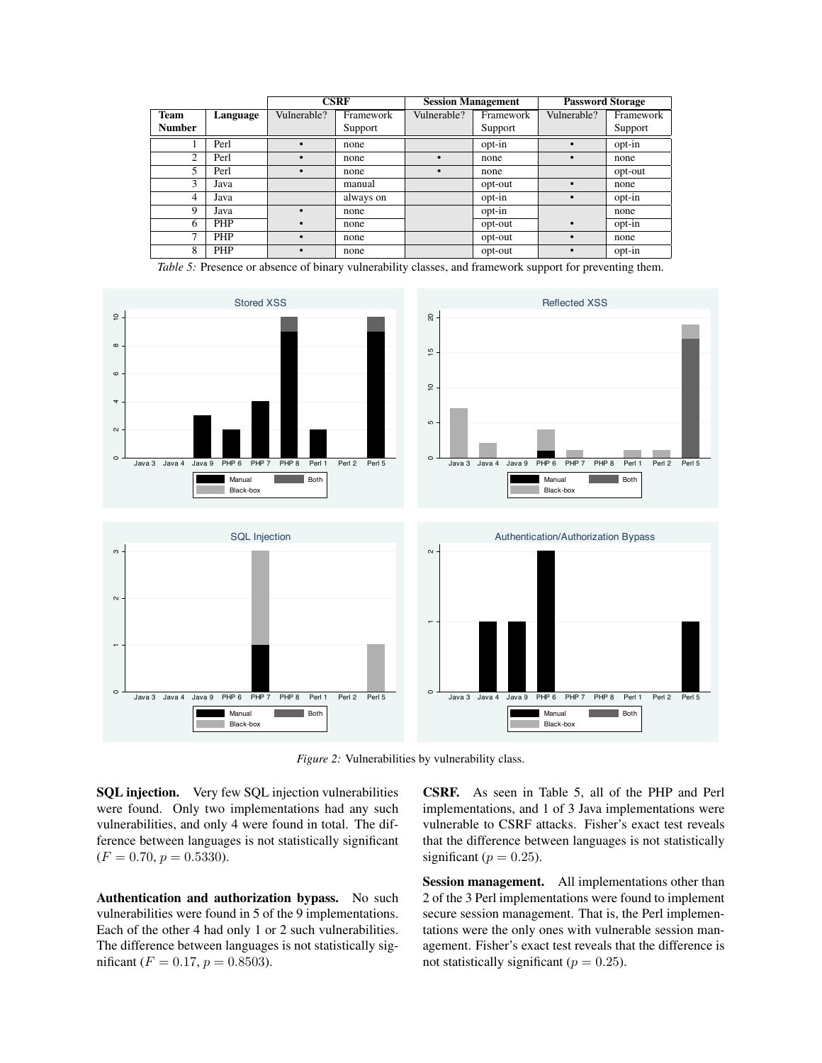| Team Number | Language | CSRF | | Session Management | | Password Storage | |
|---|---|---|---|---|---|---|---|
| | | Vulnerable? | Framework Support | Vulnerable? | Framework Support | Vulnerable? | Framework Support |
| 1 | Perl | • | none | | opt-in | • | opt-in |
| 2 | Perl | • | none | • | none | • | none |
| 5 | Perl | • | none | • | none | | opt-out |
| 3 | Java | | manual | | opt-out | • | none |
| 4 | Java | | always on | | opt-in | • | opt-in |
| 9 | Java | • | none | | opt-in | | none |
| 6 | PHP | • | none | | opt-out | • | opt-in |
| 7 | PHP | • | none | | opt-out | • | none |
| 8 | PHP | • | none | | opt-out | • | opt-in |

*Table 5:* Presence or absence of binary vulnerability classes, and framework support for preventing them.

*Figure 2:* Vulnerabilities by vulnerability class.

**SQL injection.** Very few SQL injection vulnerabilities were found. Only two implementations had any such vulnerabilities, and only 4 were found in total. The difference between languages is not statistically significant ($F = 0.70$, $p = 0.5330$).

**Authentication and authorization bypass.** No such vulnerabilities were found in 5 of the 9 implementations. Each of the other 4 had only 1 or 2 such vulnerabilities. The difference between languages is not statistically significant ($F = 0.17$, $p = 0.8503$).

**CSRF.** As seen in Table 5, all of the PHP and Perl implementations, and 1 of 3 Java implementations were vulnerable to CSRF attacks. Fisher's exact test reveals that the difference between languages is not statistically significant ($p = 0.25$).

**Session management.** All implementations other than 2 of the 3 Perl implementations were found to implement secure session management. That is, the Perl implementations were the only ones with vulnerable session management. Fisher's exact test reveals that the difference is not statistically significant ($p = 0.25$).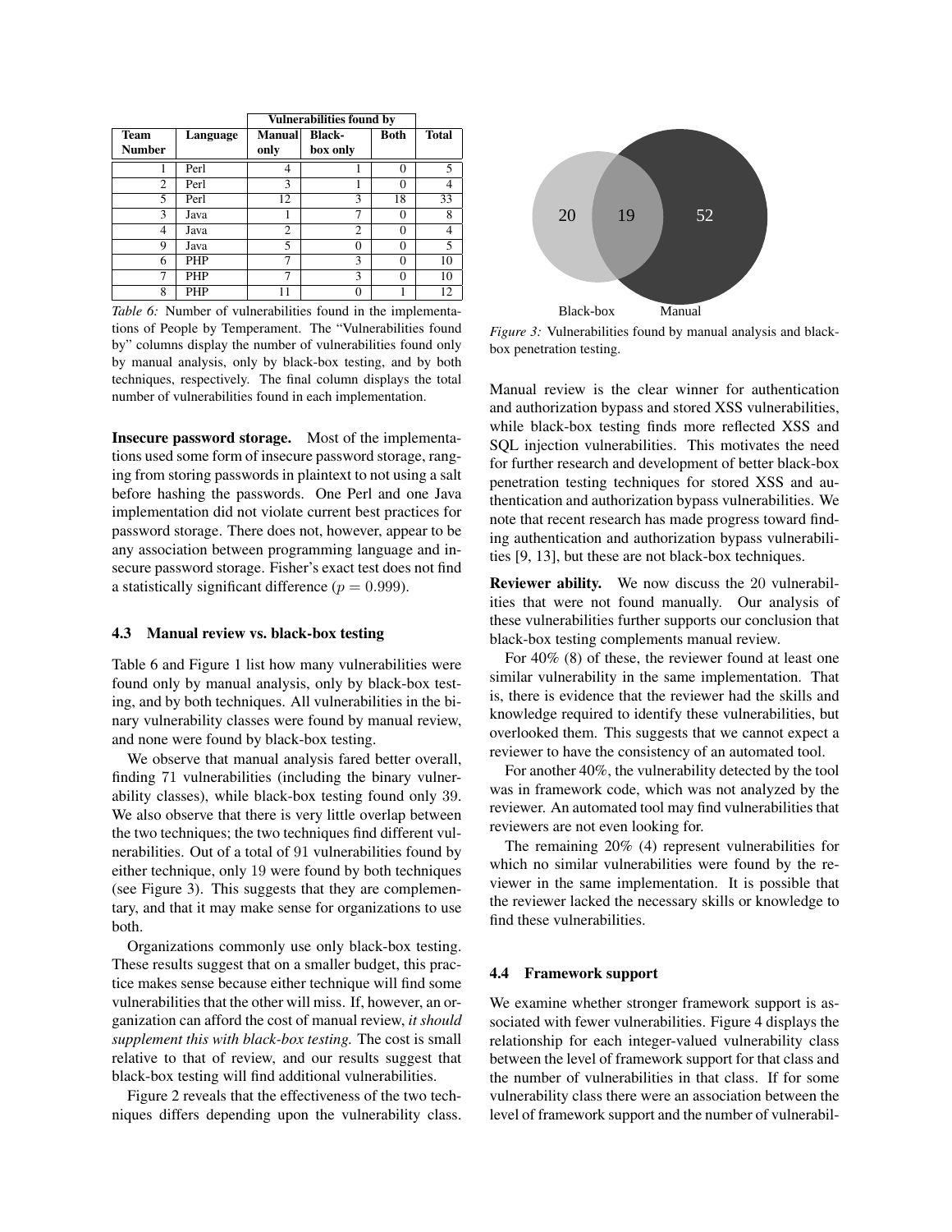| | | Vulnerabilities found by | | | |
|---|---|---|---|---|---|
| Team Number | Language | Manual only | Black-box only | Both | Total |
| 1 | Perl | 4 | 1 | 0 | 5 |
| 2 | Perl | 3 | 1 | 0 | 4 |
| 5 | Perl | 12 | 3 | 18 | 33 |
| 3 | Java | 1 | 7 | 0 | 8 |
| 4 | Java | 2 | 2 | 0 | 4 |
| 9 | Java | 5 | 0 | 0 | 5 |
| 6 | PHP | 7 | 3 | 0 | 10 |
| 7 | PHP | 7 | 3 | 0 | 10 |
| 8 | PHP | 11 | 0 | 1 | 12 |

*Table 6:* Number of vulnerabilities found in the implementations of People by Temperament. The "Vulnerabilities found by" columns display the number of vulnerabilities found only by manual analysis, only by black-box testing, and by both techniques, respectively. The final column displays the total number of vulnerabilities found in each implementation.

**Insecure password storage.** Most of the implementations used some form of insecure password storage, ranging from storing passwords in plaintext to not using a salt before hashing the passwords. One Perl and one Java implementation did not violate current best practices for password storage. There does not, however, appear to be any association between programming language and insecure password storage. Fisher's exact test does not find a statistically significant difference ($p = 0.999$).

### 4.3 Manual review vs. black-box testing

Table 6 and Figure 1 list how many vulnerabilities were found only by manual analysis, only by black-box testing, and by both techniques. All vulnerabilities in the binary vulnerability classes were found by manual review, and none were found by black-box testing.

We observe that manual analysis fared better overall, finding 71 vulnerabilities (including the binary vulnerability classes), while black-box testing found only 39. We also observe that there is very little overlap between the two techniques; the two techniques find different vulnerabilities. Out of a total of 91 vulnerabilities found by either technique, only 19 were found by both techniques (see Figure 3). This suggests that they are complementary, and that it may make sense for organizations to use both.

Organizations commonly use only black-box testing. These results suggest that on a smaller budget, this practice makes sense because either technique will find some vulnerabilities that the other will miss. If, however, an organization can afford the cost of manual review, *it should supplement this with black-box testing.* The cost is small relative to that of review, and our results suggest that black-box testing will find additional vulnerabilities.

Figure 2 reveals that the effectiveness of the two techniques differs depending upon the vulnerability class.

20 19 52

Black-box Manual

*Figure 3:* Vulnerabilities found by manual analysis and black-box penetration testing.

Manual review is the clear winner for authentication and authorization bypass and stored XSS vulnerabilities, while black-box testing finds more reflected XSS and SQL injection vulnerabilities. This motivates the need for further research and development of better black-box penetration testing techniques for stored XSS and authentication and authorization bypass vulnerabilities. We note that recent research has made progress toward finding authentication and authorization bypass vulnerabilities [9, 13], but these are not black-box techniques.

**Reviewer ability.** We now discuss the 20 vulnerabilities that were not found manually. Our analysis of these vulnerabilities further supports our conclusion that black-box testing complements manual review.

For 40% (8) of these, the reviewer found at least one similar vulnerability in the same implementation. That is, there is evidence that the reviewer had the skills and knowledge required to identify these vulnerabilities, but overlooked them. This suggests that we cannot expect a reviewer to have the consistency of an automated tool.

For another 40%, the vulnerability detected by the tool was in framework code, which was not analyzed by the reviewer. An automated tool may find vulnerabilities that reviewers are not even looking for.

The remaining 20% (4) represent vulnerabilities for which no similar vulnerabilities were found by the reviewer in the same implementation. It is possible that the reviewer lacked the necessary skills or knowledge to find these vulnerabilities.

### 4.4 Framework support

We examine whether stronger framework support is associated with fewer vulnerabilities. Figure 4 displays the relationship for each integer-valued vulnerability class between the level of framework support for that class and the number of vulnerabilities in that class. If for some vulnerability class there were an association between the level of framework support and the number of vulnerabil-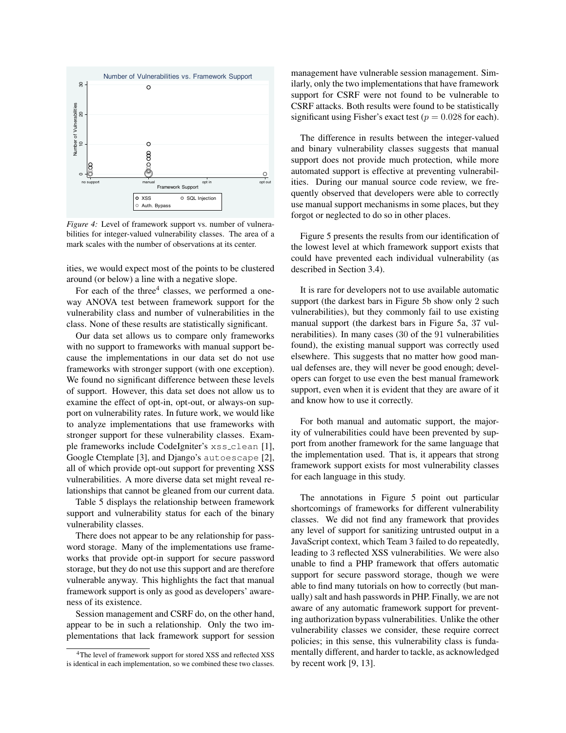*Figure 4:* Level of framework support vs. number of vulnerabilities for integer-valued vulnerability classes. The area of a mark scales with the number of observations at its center.

ities, we would expect most of the points to be clustered around (or below) a line with a negative slope.

For each of the three[4] classes, we performed a one-way ANOVA test between framework support for the vulnerability class and number of vulnerabilities in the class. None of these results are statistically significant.

Our data set allows us to compare only frameworks with no support to frameworks with manual support because the implementations in our data set do not use frameworks with stronger support (with one exception). We found no significant difference between these levels of support. However, this data set does not allow us to examine the effect of opt-in, opt-out, or always-on support on vulnerability rates. In future work, we would like to analyze implementations that use frameworks with stronger support for these vulnerability classes. Example frameworks include CodeIgniter's `xss_clean` [1], Google Ctemplate [3], and Django's `autoescape` [2], all of which provide opt-out support for preventing XSS vulnerabilities. A more diverse data set might reveal relationships that cannot be gleaned from our current data.

Table 5 displays the relationship between framework support and vulnerability status for each of the binary vulnerability classes.

There does not appear to be any relationship for password storage. Many of the implementations use frameworks that provide opt-in support for secure password storage, but they do not use this support and are therefore vulnerable anyway. This highlights the fact that manual framework support is only as good as developers' awareness of its existence.

Session management and CSRF do, on the other hand, appear to be in such a relationship. Only the two implementations that lack framework support for session management have vulnerable session management. Similarly, only the two implementations that have framework support for CSRF were not found to be vulnerable to CSRF attacks. Both results were found to be statistically significant using Fisher's exact test ($p = 0.028$ for each).

The difference in results between the integer-valued and binary vulnerability classes suggests that manual support does not provide much protection, while more automated support is effective at preventing vulnerabilities. During our manual source code review, we frequently observed that developers were able to correctly use manual support mechanisms in some places, but they forgot or neglected to do so in other places.

Figure 5 presents the results from our identification of the lowest level at which framework support exists that could have prevented each individual vulnerability (as described in Section 3.4).

It is rare for developers not to use available automatic support (the darkest bars in Figure 5b show only 2 such vulnerabilities), but they commonly fail to use existing manual support (the darkest bars in Figure 5a, 37 vulnerabilities). In many cases (30 of the 91 vulnerabilities found), the existing manual support was correctly used elsewhere. This suggests that no matter how good manual defenses are, they will never be good enough; developers can forget to use even the best manual framework support, even when it is evident that they are aware of it and know how to use it correctly.

For both manual and automatic support, the majority of vulnerabilities could have been prevented by support from another framework for the same language that the implementation used. That is, it appears that strong framework support exists for most vulnerability classes for each language in this study.

The annotations in Figure 5 point out particular shortcomings of frameworks for different vulnerability classes. We did not find any framework that provides any level of support for sanitizing untrusted output in a JavaScript context, which Team 3 failed to do repeatedly, leading to 3 reflected XSS vulnerabilities. We were also unable to find a PHP framework that offers automatic support for secure password storage, though we were able to find many tutorials on how to correctly (but manually) salt and hash passwords in PHP. Finally, we are not aware of any automatic framework support for preventing authorization bypass vulnerabilities. Unlike the other vulnerability classes we consider, these require correct policies; in this sense, this vulnerability class is fundamentally different, and harder to tackle, as acknowledged by recent work [9, 13].

[4] The level of framework support for stored XSS and reflected XSS is identical in each implementation, so we combined these two classes.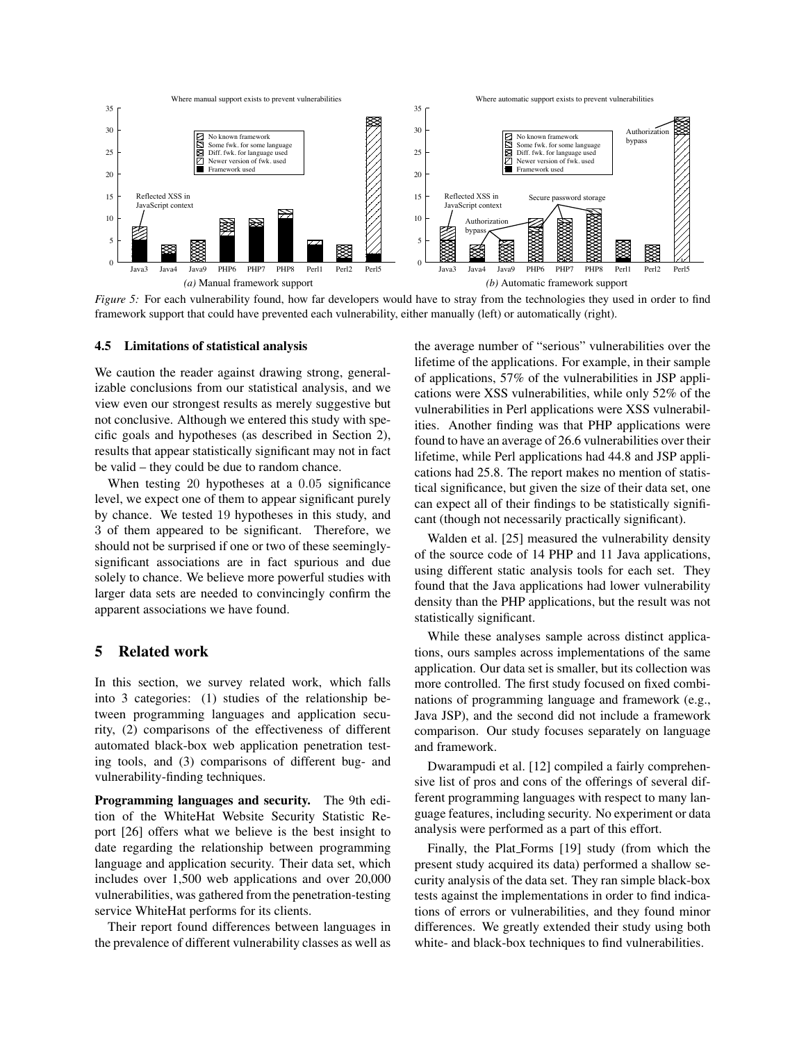*Figure 5:* For each vulnerability found, how far developers would have to stray from the technologies they used in order to find framework support that could have prevented each vulnerability, either manually (left) or automatically (right).

### 4.5 Limitations of statistical analysis

We caution the reader against drawing strong, generalizable conclusions from our statistical analysis, and we view even our strongest results as merely suggestive but not conclusive. Although we entered this study with specific goals and hypotheses (as described in Section 2), results that appear statistically significant may not in fact be valid – they could be due to random chance.

When testing 20 hypotheses at a 0.05 significance level, we expect one of them to appear significant purely by chance. We tested 19 hypotheses in this study, and 3 of them appeared to be significant. Therefore, we should not be surprised if one or two of these seemingly-significant associations are in fact spurious and due solely to chance. We believe more powerful studies with larger data sets are needed to convincingly confirm the apparent associations we have found.

## 5 Related work

In this section, we survey related work, which falls into 3 categories: (1) studies of the relationship between programming languages and application security, (2) comparisons of the effectiveness of different automated black-box web application penetration testing tools, and (3) comparisons of different bug- and vulnerability-finding techniques.

**Programming languages and security.** The 9th edition of the WhiteHat Website Security Statistic Report [26] offers what we believe is the best insight to date regarding the relationship between programming language and application security. Their data set, which includes over 1,500 web applications and over 20,000 vulnerabilities, was gathered from the penetration-testing service WhiteHat performs for its clients.

Their report found differences between languages in the prevalence of different vulnerability classes as well as the average number of "serious" vulnerabilities over the lifetime of the applications. For example, in their sample of applications, 57% of the vulnerabilities in JSP applications were XSS vulnerabilities, while only 52% of the vulnerabilities in Perl applications were XSS vulnerabilities. Another finding was that PHP applications were found to have an average of 26.6 vulnerabilities over their lifetime, while Perl applications had 44.8 and JSP applications had 25.8. The report makes no mention of statistical significance, but given the size of their data set, one can expect all of their findings to be statistically significant (though not necessarily practically significant).

Walden et al. [25] measured the vulnerability density of the source code of 14 PHP and 11 Java applications, using different static analysis tools for each set. They found that the Java applications had lower vulnerability density than the PHP applications, but the result was not statistically significant.

While these analyses sample across distinct applications, ours samples across implementations of the same application. Our data set is smaller, but its collection was more controlled. The first study focused on fixed combinations of programming language and framework (e.g., Java JSP), and the second did not include a framework comparison. Our study focuses separately on language and framework.

Dwarampudi et al. [12] compiled a fairly comprehensive list of pros and cons of the offerings of several different programming languages with respect to many language features, including security. No experiment or data analysis were performed as a part of this effort.

Finally, the Plat_Forms [19] study (from which the present study acquired its data) performed a shallow security analysis of the data set. They ran simple black-box tests against the implementations in order to find indications of errors or vulnerabilities, and they found minor differences. We greatly extended their study using both white- and black-box techniques to find vulnerabilities.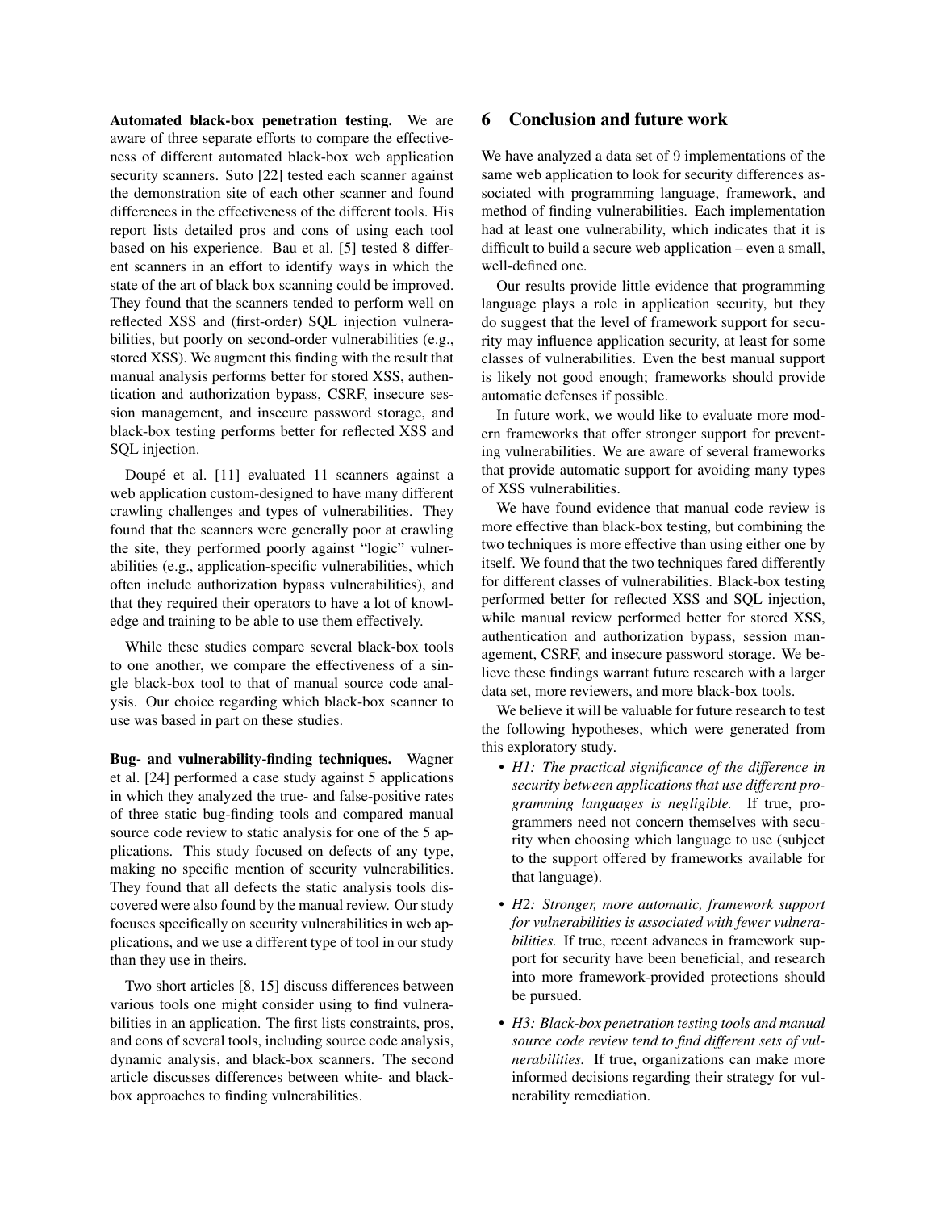**Automated black-box penetration testing.** We are aware of three separate efforts to compare the effectiveness of different automated black-box web application security scanners. Suto [22] tested each scanner against the demonstration site of each other scanner and found differences in the effectiveness of the different tools. His report lists detailed pros and cons of using each tool based on his experience. Bau et al. [5] tested 8 different scanners in an effort to identify ways in which the state of the art of black box scanning could be improved. They found that the scanners tended to perform well on reflected XSS and (first-order) SQL injection vulnerabilities, but poorly on second-order vulnerabilities (e.g., stored XSS). We augment this finding with the result that manual analysis performs better for stored XSS, authentication and authorization bypass, CSRF, insecure session management, and insecure password storage, and black-box testing performs better for reflected XSS and SQL injection.

Doupé et al. [11] evaluated 11 scanners against a web application custom-designed to have many different crawling challenges and types of vulnerabilities. They found that the scanners were generally poor at crawling the site, they performed poorly against "logic" vulnerabilities (e.g., application-specific vulnerabilities, which often include authorization bypass vulnerabilities), and that they required their operators to have a lot of knowledge and training to be able to use them effectively.

While these studies compare several black-box tools to one another, we compare the effectiveness of a single black-box tool to that of manual source code analysis. Our choice regarding which black-box scanner to use was based in part on these studies.

**Bug- and vulnerability-finding techniques.** Wagner et al. [24] performed a case study against 5 applications in which they analyzed the true- and false-positive rates of three static bug-finding tools and compared manual source code review to static analysis for one of the 5 applications. This study focused on defects of any type, making no specific mention of security vulnerabilities. They found that all defects the static analysis tools discovered were also found by the manual review. Our study focuses specifically on security vulnerabilities in web applications, and we use a different type of tool in our study than they use in theirs.

Two short articles [8, 15] discuss differences between various tools one might consider using to find vulnerabilities in an application. The first lists constraints, pros, and cons of several tools, including source code analysis, dynamic analysis, and black-box scanners. The second article discusses differences between white- and black-box approaches to finding vulnerabilities.

## 6 Conclusion and future work

We have analyzed a data set of 9 implementations of the same web application to look for security differences associated with programming language, framework, and method of finding vulnerabilities. Each implementation had at least one vulnerability, which indicates that it is difficult to build a secure web application – even a small, well-defined one.

Our results provide little evidence that programming language plays a role in application security, but they do suggest that the level of framework support for security may influence application security, at least for some classes of vulnerabilities. Even the best manual support is likely not good enough; frameworks should provide automatic defenses if possible.

In future work, we would like to evaluate more modern frameworks that offer stronger support for preventing vulnerabilities. We are aware of several frameworks that provide automatic support for avoiding many types of XSS vulnerabilities.

We have found evidence that manual code review is more effective than black-box testing, but combining the two techniques is more effective than using either one by itself. We found that the two techniques fared differently for different classes of vulnerabilities. Black-box testing performed better for reflected XSS and SQL injection, while manual review performed better for stored XSS, authentication and authorization bypass, session management, CSRF, and insecure password storage. We believe these findings warrant future research with a larger data set, more reviewers, and more black-box tools.

We believe it will be valuable for future research to test the following hypotheses, which were generated from this exploratory study.

- *H1: The practical significance of the difference in security between applications that use different programming languages is negligible.* If true, programmers need not concern themselves with security when choosing which language to use (subject to the support offered by frameworks available for that language).
- *H2: Stronger, more automatic, framework support for vulnerabilities is associated with fewer vulnerabilities.* If true, recent advances in framework support for security have been beneficial, and research into more framework-provided protections should be pursued.
- *H3: Black-box penetration testing tools and manual source code review tend to find different sets of vulnerabilities.* If true, organizations can make more informed decisions regarding their strategy for vulnerability remediation.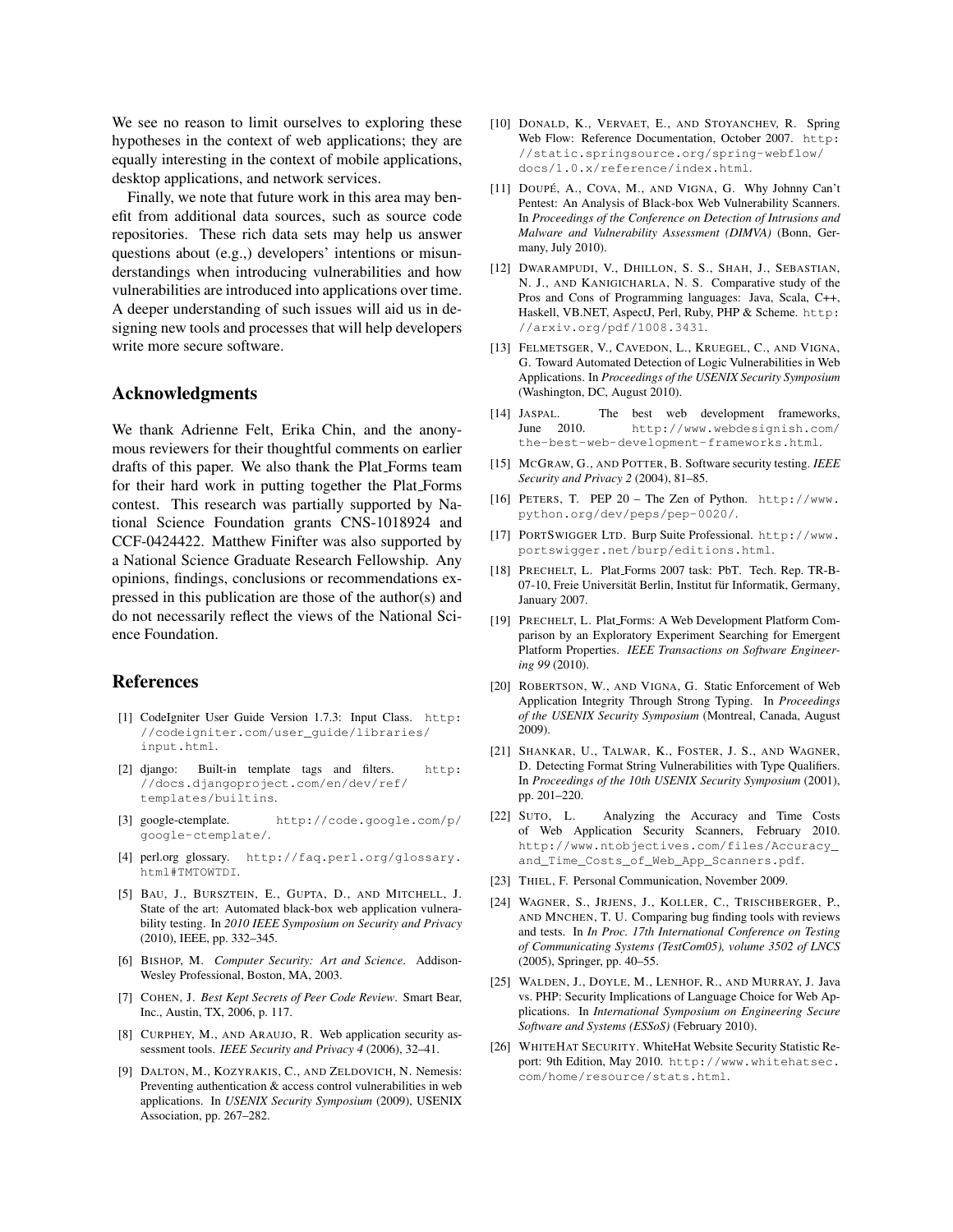We see no reason to limit ourselves to exploring these hypotheses in the context of web applications; they are equally interesting in the context of mobile applications, desktop applications, and network services.

Finally, we note that future work in this area may benefit from additional data sources, such as source code repositories. These rich data sets may help us answer questions about (e.g.,) developers' intentions or misunderstandings when introducing vulnerabilities and how vulnerabilities are introduced into applications over time. A deeper understanding of such issues will aid us in designing new tools and processes that will help developers write more secure software.

## Acknowledgments

We thank Adrienne Felt, Erika Chin, and the anonymous reviewers for their thoughtful comments on earlier drafts of this paper. We also thank the Plat_Forms team for their hard work in putting together the Plat_Forms contest. This research was partially supported by National Science Foundation grants CNS-1018924 and CCF-0424422. Matthew Finifter was also supported by a National Science Graduate Research Fellowship. Any opinions, findings, conclusions or recommendations expressed in this publication are those of the author(s) and do not necessarily reflect the views of the National Science Foundation.

## References

[1] CodeIgniter User Guide Version 1.7.3: Input Class. http://codeigniter.com/user_guide/libraries/input.html.

[2] django: Built-in template tags and filters. http://docs.djangoproject.com/en/dev/ref/templates/builtins.

[3] google-ctemplate. http://code.google.com/p/google-ctemplate/.

[4] perl.org glossary. http://faq.perl.org/glossary.html#TMTOWTDI.

[5] BAU, J., BURSZTEIN, E., GUPTA, D., AND MITCHELL, J. State of the art: Automated black-box web application vulnerability testing. In *2010 IEEE Symposium on Security and Privacy* (2010), IEEE, pp. 332–345.

[6] BISHOP, M. *Computer Security: Art and Science*. Addison-Wesley Professional, Boston, MA, 2003.

[7] COHEN, J. *Best Kept Secrets of Peer Code Review*. Smart Bear, Inc., Austin, TX, 2006, p. 117.

[8] CURPHEY, M., AND ARAUJO, R. Web application security assessment tools. *IEEE Security and Privacy 4* (2006), 32–41.

[9] DALTON, M., KOZYRAKIS, C., AND ZELDOVICH, N. Nemesis: Preventing authentication & access control vulnerabilities in web applications. In *USENIX Security Symposium* (2009), USENIX Association, pp. 267–282.

[10] DONALD, K., VERVAET, E., AND STOYANCHEV, R. Spring Web Flow: Reference Documentation, October 2007. http://static.springsource.org/spring-webflow/docs/1.0.x/reference/index.html.

[11] DOUPÉ, A., COVA, M., AND VIGNA, G. Why Johnny Can't Pentest: An Analysis of Black-box Web Vulnerability Scanners. In *Proceedings of the Conference on Detection of Intrusions and Malware and Vulnerability Assessment (DIMVA)* (Bonn, Germany, July 2010).

[12] DWARAMPUDI, V., DHILLON, S. S., SHAH, J., SEBASTIAN, N. J., AND KANIGICHARLA, N. S. Comparative study of the Pros and Cons of Programming languages: Java, Scala, C++, Haskell, VB.NET, AspectJ, Perl, Ruby, PHP & Scheme. http://arxiv.org/pdf/1008.3431.

[13] FELMETSGER, V., CAVEDON, L., KRUEGEL, C., AND VIGNA, G. Toward Automated Detection of Logic Vulnerabilities in Web Applications. In *Proceedings of the USENIX Security Symposium* (Washington, DC, August 2010).

[14] JASPAL. The best web development frameworks, June 2010. http://www.webdesignish.com/the-best-web-development-frameworks.html.

[15] MCGRAW, G., AND POTTER, B. Software security testing. *IEEE Security and Privacy 2* (2004), 81–85.

[16] PETERS, T. PEP 20 – The Zen of Python. http://www.python.org/dev/peps/pep-0020/.

[17] PORTSWIGGER LTD. Burp Suite Professional. http://www.portswigger.net/burp/editions.html.

[18] PRECHELT, L. Plat_Forms 2007 task: PbT. Tech. Rep. TR-B-07-10, Freie Universität Berlin, Institut für Informatik, Germany, January 2007.

[19] PRECHELT, L. Plat_Forms: A Web Development Platform Comparison by an Exploratory Experiment Searching for Emergent Platform Properties. *IEEE Transactions on Software Engineering 99* (2010).

[20] ROBERTSON, W., AND VIGNA, G. Static Enforcement of Web Application Integrity Through Strong Typing. In *Proceedings of the USENIX Security Symposium* (Montreal, Canada, August 2009).

[21] SHANKAR, U., TALWAR, K., FOSTER, J. S., AND WAGNER, D. Detecting Format String Vulnerabilities with Type Qualifiers. In *Proceedings of the 10th USENIX Security Symposium* (2001), pp. 201–220.

[22] SUTO, L. Analyzing the Accuracy and Time Costs of Web Application Security Scanners, February 2010. http://www.ntobjectives.com/files/Accuracy_and_Time_Costs_of_Web_App_Scanners.pdf.

[23] THIEL, F. Personal Communication, November 2009.

[24] WAGNER, S., JRJENS, J., KOLLER, C., TRISCHBERGER, P., AND MNCHEN, T. U. Comparing bug finding tools with reviews and tests. In *In Proc. 17th International Conference on Testing of Communicating Systems (TestCom05), volume 3502 of LNCS* (2005), Springer, pp. 40–55.

[25] WALDEN, J., DOYLE, M., LENHOF, R., AND MURRAY, J. Java vs. PHP: Security Implications of Language Choice for Web Applications. In *International Symposium on Engineering Secure Software and Systems (ESSoS)* (February 2010).

[26] WHITEHAT SECURITY. WhiteHat Website Security Statistic Report: 9th Edition, May 2010. http://www.whitehatsec.com/home/resource/stats.html.